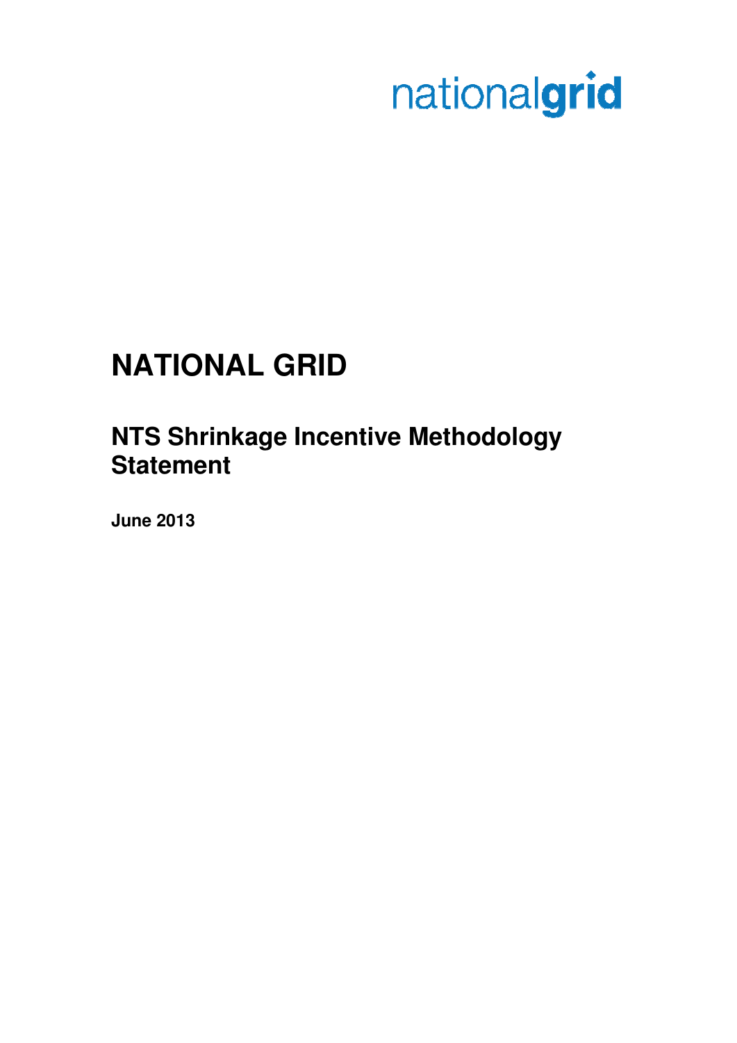nationalgrid

# NATIONAL GRID

## NTS Shrinkage Incentive Methodology Statement

**June 2013**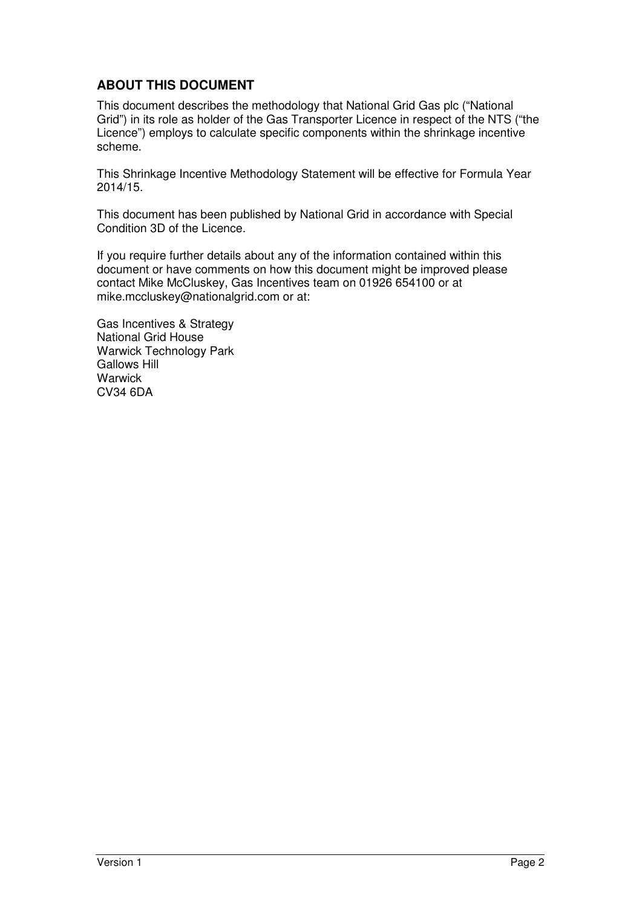## ABOUT THIS DOCUMENT

This document describes the methodology that National Grid Gas plc ("National Grid") in its role as holder of the Gas Transporter Licence in respect of the NTS ("the Licence") employs to calculate specific components within the shrinkage incentive scheme.

This Shrinkage Incentive Methodology Statement will be effective for Formula Year 2014/15.

This document has been published by National Grid in accordance with Special Condition 3D of the Licence.

If you require further details about any of the information contained within this document or have comments on how this document might be improved please contact Mike McCluskey, Gas Incentives team on 01926 654100 or at mike.mccluskey@nationalgrid.com or at:

Gas Incentives & Strategy
National Grid House
Warwick Technology Park
Gallows Hill
Warwick
CV34 6DA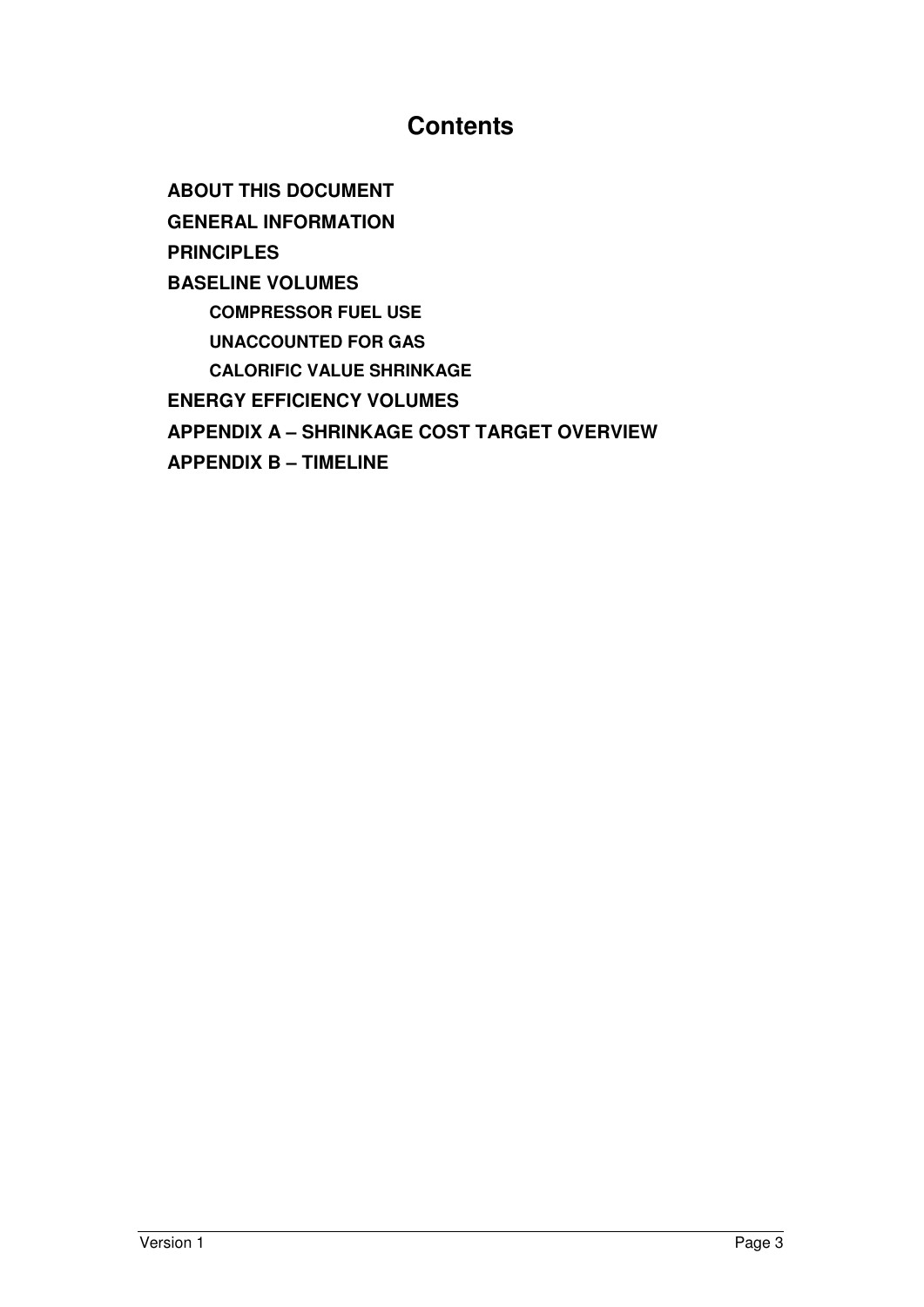# Contents

**ABOUT THIS DOCUMENT**

**GENERAL INFORMATION**

**PRINCIPLES**

**BASELINE VOLUMES**

- **COMPRESSOR FUEL USE**
- **UNACCOUNTED FOR GAS**
- **CALORIFIC VALUE SHRINKAGE**

**ENERGY EFFICIENCY VOLUMES**

**APPENDIX A – SHRINKAGE COST TARGET OVERVIEW**

**APPENDIX B – TIMELINE**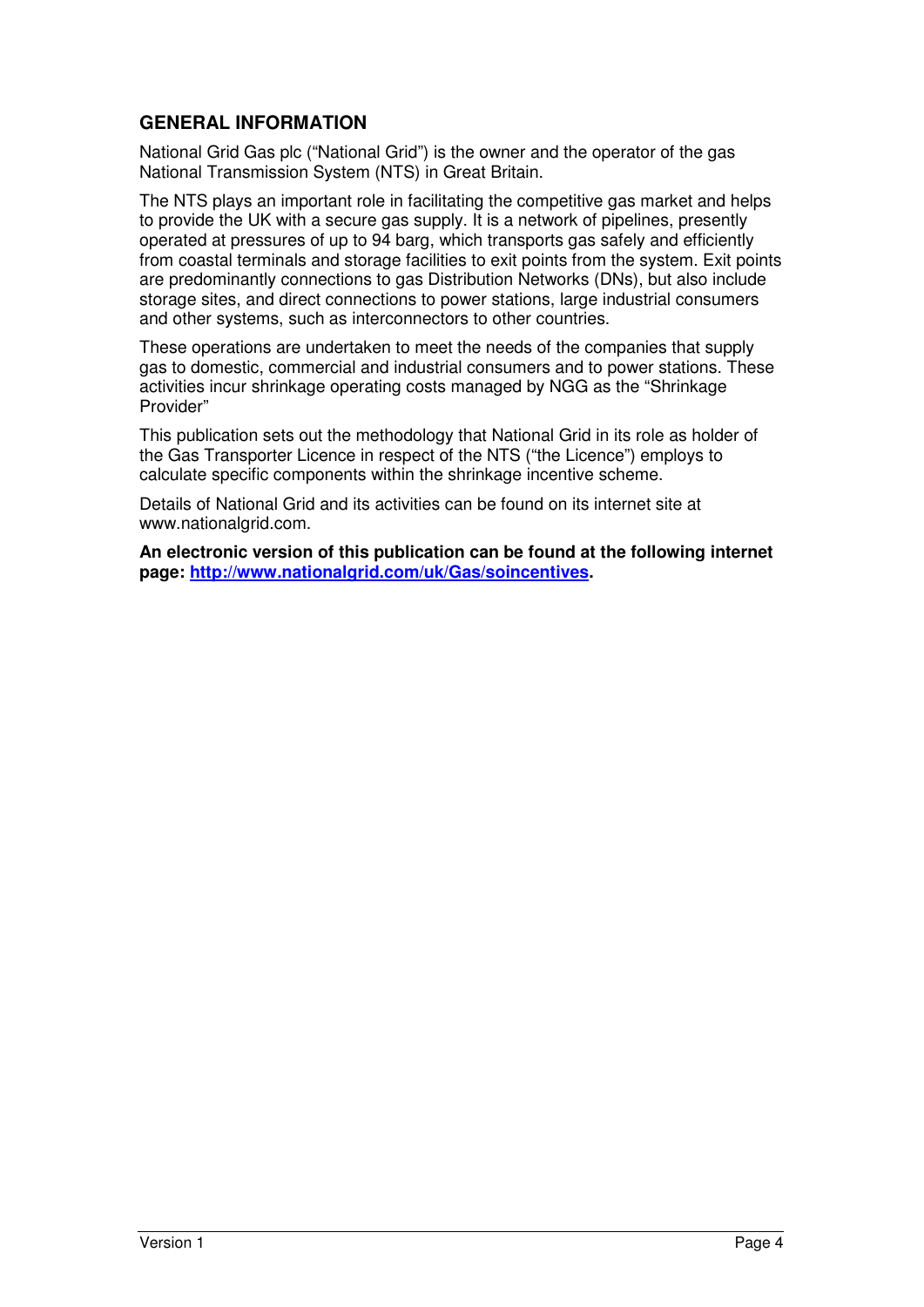## GENERAL INFORMATION

National Grid Gas plc ("National Grid") is the owner and the operator of the gas National Transmission System (NTS) in Great Britain.

The NTS plays an important role in facilitating the competitive gas market and helps to provide the UK with a secure gas supply. It is a network of pipelines, presently operated at pressures of up to 94 barg, which transports gas safely and efficiently from coastal terminals and storage facilities to exit points from the system. Exit points are predominantly connections to gas Distribution Networks (DNs), but also include storage sites, and direct connections to power stations, large industrial consumers and other systems, such as interconnectors to other countries.

These operations are undertaken to meet the needs of the companies that supply gas to domestic, commercial and industrial consumers and to power stations. These activities incur shrinkage operating costs managed by NGG as the "Shrinkage Provider"

This publication sets out the methodology that National Grid in its role as holder of the Gas Transporter Licence in respect of the NTS ("the Licence") employs to calculate specific components within the shrinkage incentive scheme.

Details of National Grid and its activities can be found on its internet site at www.nationalgrid.com.

**An electronic version of this publication can be found at the following internet page: [http://www.nationalgrid.com/uk/Gas/soincentives](http://www.nationalgrid.com/uk/Gas/soincentives).**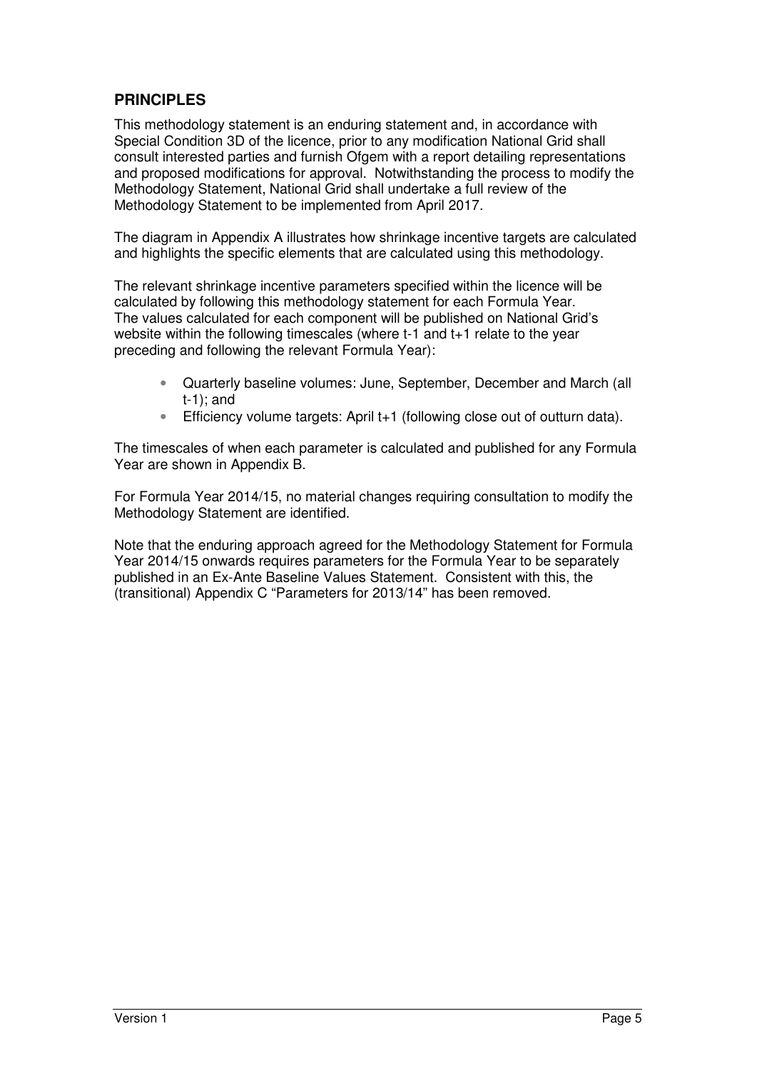## PRINCIPLES

This methodology statement is an enduring statement and, in accordance with Special Condition 3D of the licence, prior to any modification National Grid shall consult interested parties and furnish Ofgem with a report detailing representations and proposed modifications for approval. Notwithstanding the process to modify the Methodology Statement, National Grid shall undertake a full review of the Methodology Statement to be implemented from April 2017.

The diagram in Appendix A illustrates how shrinkage incentive targets are calculated and highlights the specific elements that are calculated using this methodology.

The relevant shrinkage incentive parameters specified within the licence will be calculated by following this methodology statement for each Formula Year. The values calculated for each component will be published on National Grid's website within the following timescales (where t-1 and t+1 relate to the year preceding and following the relevant Formula Year):

- Quarterly baseline volumes: June, September, December and March (all t-1); and
- Efficiency volume targets: April t+1 (following close out of outturn data).

The timescales of when each parameter is calculated and published for any Formula Year are shown in Appendix B.

For Formula Year 2014/15, no material changes requiring consultation to modify the Methodology Statement are identified.

Note that the enduring approach agreed for the Methodology Statement for Formula Year 2014/15 onwards requires parameters for the Formula Year to be separately published in an Ex-Ante Baseline Values Statement. Consistent with this, the (transitional) Appendix C "Parameters for 2013/14" has been removed.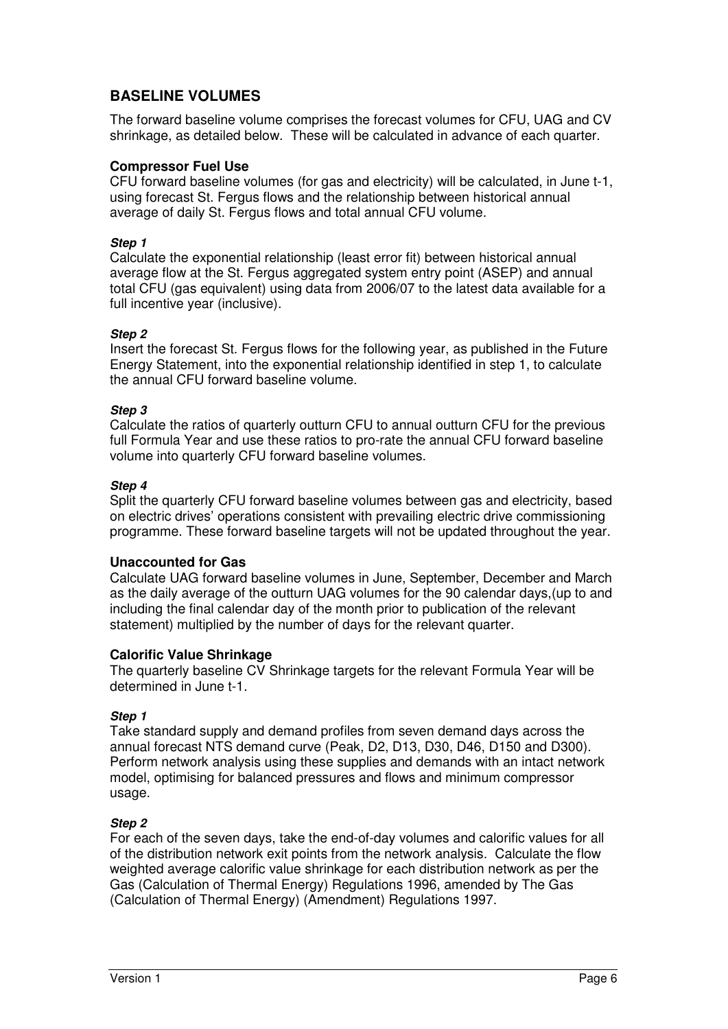## BASELINE VOLUMES

The forward baseline volume comprises the forecast volumes for CFU, UAG and CV shrinkage, as detailed below. These will be calculated in advance of each quarter.

### Compressor Fuel Use

CFU forward baseline volumes (for gas and electricity) will be calculated, in June t-1, using forecast St. Fergus flows and the relationship between historical annual average of daily St. Fergus flows and total annual CFU volume.

***Step 1***

Calculate the exponential relationship (least error fit) between historical annual average flow at the St. Fergus aggregated system entry point (ASEP) and annual total CFU (gas equivalent) using data from 2006/07 to the latest data available for a full incentive year (inclusive).

***Step 2***

Insert the forecast St. Fergus flows for the following year, as published in the Future Energy Statement, into the exponential relationship identified in step 1, to calculate the annual CFU forward baseline volume.

***Step 3***

Calculate the ratios of quarterly outturn CFU to annual outturn CFU for the previous full Formula Year and use these ratios to pro-rate the annual CFU forward baseline volume into quarterly CFU forward baseline volumes.

***Step 4***

Split the quarterly CFU forward baseline volumes between gas and electricity, based on electric drives' operations consistent with prevailing electric drive commissioning programme. These forward baseline targets will not be updated throughout the year.

### Unaccounted for Gas

Calculate UAG forward baseline volumes in June, September, December and March as the daily average of the outturn UAG volumes for the 90 calendar days,(up to and including the final calendar day of the month prior to publication of the relevant statement) multiplied by the number of days for the relevant quarter.

### Calorific Value Shrinkage

The quarterly baseline CV Shrinkage targets for the relevant Formula Year will be determined in June t-1.

***Step 1***

Take standard supply and demand profiles from seven demand days across the annual forecast NTS demand curve (Peak, D2, D13, D30, D46, D150 and D300). Perform network analysis using these supplies and demands with an intact network model, optimising for balanced pressures and flows and minimum compressor usage.

***Step 2***

For each of the seven days, take the end-of-day volumes and calorific values for all of the distribution network exit points from the network analysis. Calculate the flow weighted average calorific value shrinkage for each distribution network as per the Gas (Calculation of Thermal Energy) Regulations 1996, amended by The Gas (Calculation of Thermal Energy) (Amendment) Regulations 1997.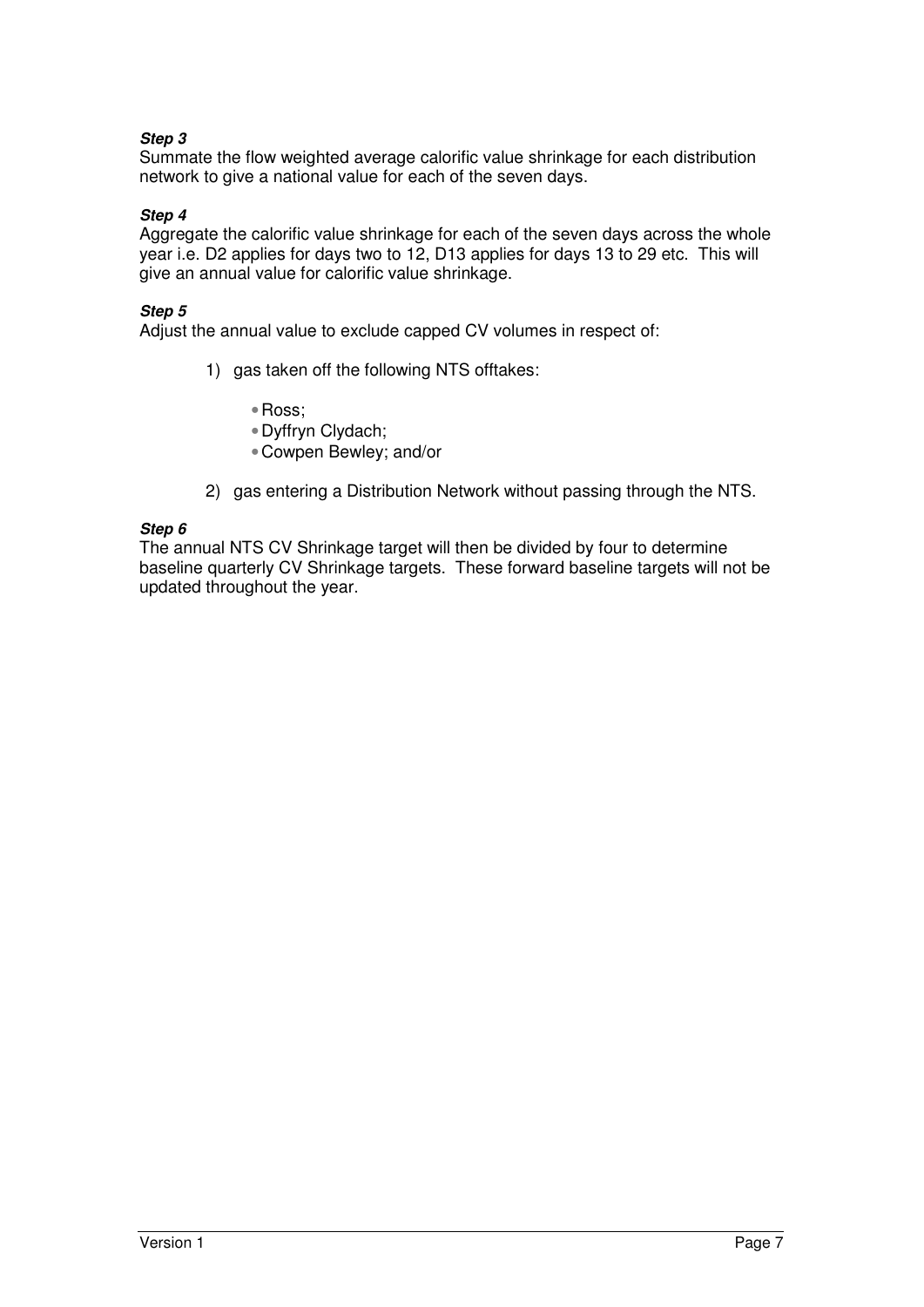***Step 3***
Summate the flow weighted average calorific value shrinkage for each distribution network to give a national value for each of the seven days.

***Step 4***
Aggregate the calorific value shrinkage for each of the seven days across the whole year i.e. D2 applies for days two to 12, D13 applies for days 13 to 29 etc. This will give an annual value for calorific value shrinkage.

***Step 5***
Adjust the annual value to exclude capped CV volumes in respect of:

1) gas taken off the following NTS offtakes:

   - Ross;
   - Dyffryn Clydach;
   - Cowpen Bewley; and/or

2) gas entering a Distribution Network without passing through the NTS.

***Step 6***
The annual NTS CV Shrinkage target will then be divided by four to determine baseline quarterly CV Shrinkage targets. These forward baseline targets will not be updated throughout the year.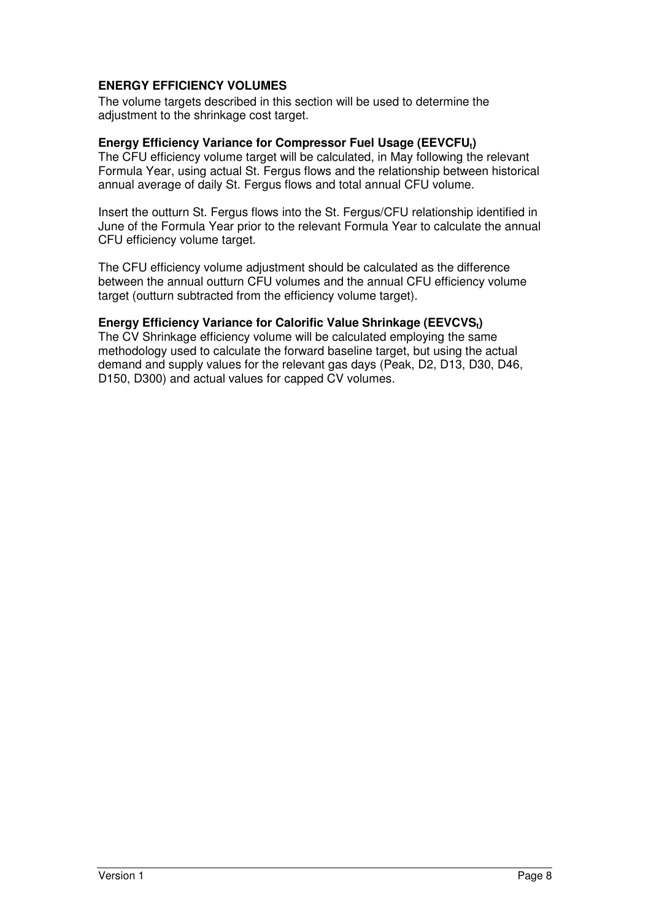### ENERGY EFFICIENCY VOLUMES

The volume targets described in this section will be used to determine the adjustment to the shrinkage cost target.

**Energy Efficiency Variance for Compressor Fuel Usage ($EEVCFU_t$)**

The CFU efficiency volume target will be calculated, in May following the relevant Formula Year, using actual St. Fergus flows and the relationship between historical annual average of daily St. Fergus flows and total annual CFU volume.

Insert the outturn St. Fergus flows into the St. Fergus/CFU relationship identified in June of the Formula Year prior to the relevant Formula Year to calculate the annual CFU efficiency volume target.

The CFU efficiency volume adjustment should be calculated as the difference between the annual outturn CFU volumes and the annual CFU efficiency volume target (outturn subtracted from the efficiency volume target).

**Energy Efficiency Variance for Calorific Value Shrinkage ($EEVCVS_t$)**

The CV Shrinkage efficiency volume will be calculated employing the same methodology used to calculate the forward baseline target, but using the actual demand and supply values for the relevant gas days (Peak, D2, D13, D30, D46, D150, D300) and actual values for capped CV volumes.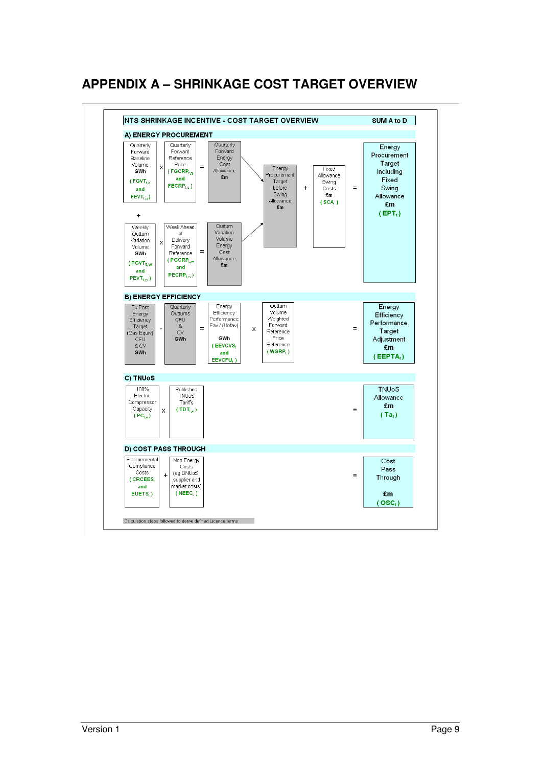# APPENDIX A – SHRINKAGE COST TARGET OVERVIEW

**NTS SHRINKAGE INCENTIVE - COST TARGET OVERVIEW** — **SUM A to D**

**A) ENERGY PROCUREMENT**

Quarterly Forward Baseline Volume GWh ( $FGVT_{t,q}$ and $FEVT_{t,q}$ ) x Quarterly Forward Reference Price ( $FGCRP_{t,q}$ and $FECRP_{t,q}$ ) = Quarterly Forward Energy Cost Allowance £m

+

Weekly Outturn Variation Volume GWh ( $PGVT_{t,w}$ and $PEVT_{t,w}$ ) x Week Ahead of Delivery Forward Reference Price ( $PGCRP_{t,w}$ and $PECRP_{t,w}$ ) = Outturn Variation Volume Energy Cost Allowance £m

→ Energy Procurement Target before Swing Allowance £m + Fixed Allowance Swing Costs £m ( $SCA_t$ ) = **Energy Procurement Target including Fixed Swing Allowance £m ( $EPT_t$ )**

**B) ENERGY EFFICIENCY**

Ex Post Energy Efficiency Target (Gas Equiv) CFU & CV GWh - Quarterly Outturns CFU & CV GWh = Energy Efficiency Performance Fav / (Unfav) GWh ( $EEVCVS_t$ and $EEVCFU_t$ ) x Outturn Volume Weighted Forward Reference Price Reference ( $WGRP_t$ ) = **Energy Efficiency Performance Target Adjustment £m ( $EEPTA_t$ )**

**C) TNUoS**

100% Electric Compressor Capacity ( $PC_{t,x}$ ) x Published TNUoS Tariffs ( $TDT_{t,x}$ ) = TNUoS Allowance £m ( $Ta_t$ )

**D) COST PASS THROUGH**

Environmental Compliance Costs ( $CRCEES_t$ and $EUETS_t$ ) + Non Energy Costs (eg DNUoS, supplier and market costs) ( $NEEC_t$ ) = Cost Pass Through £m ( $OSC_t$ )

Calculation steps followed to derive defined Licence terms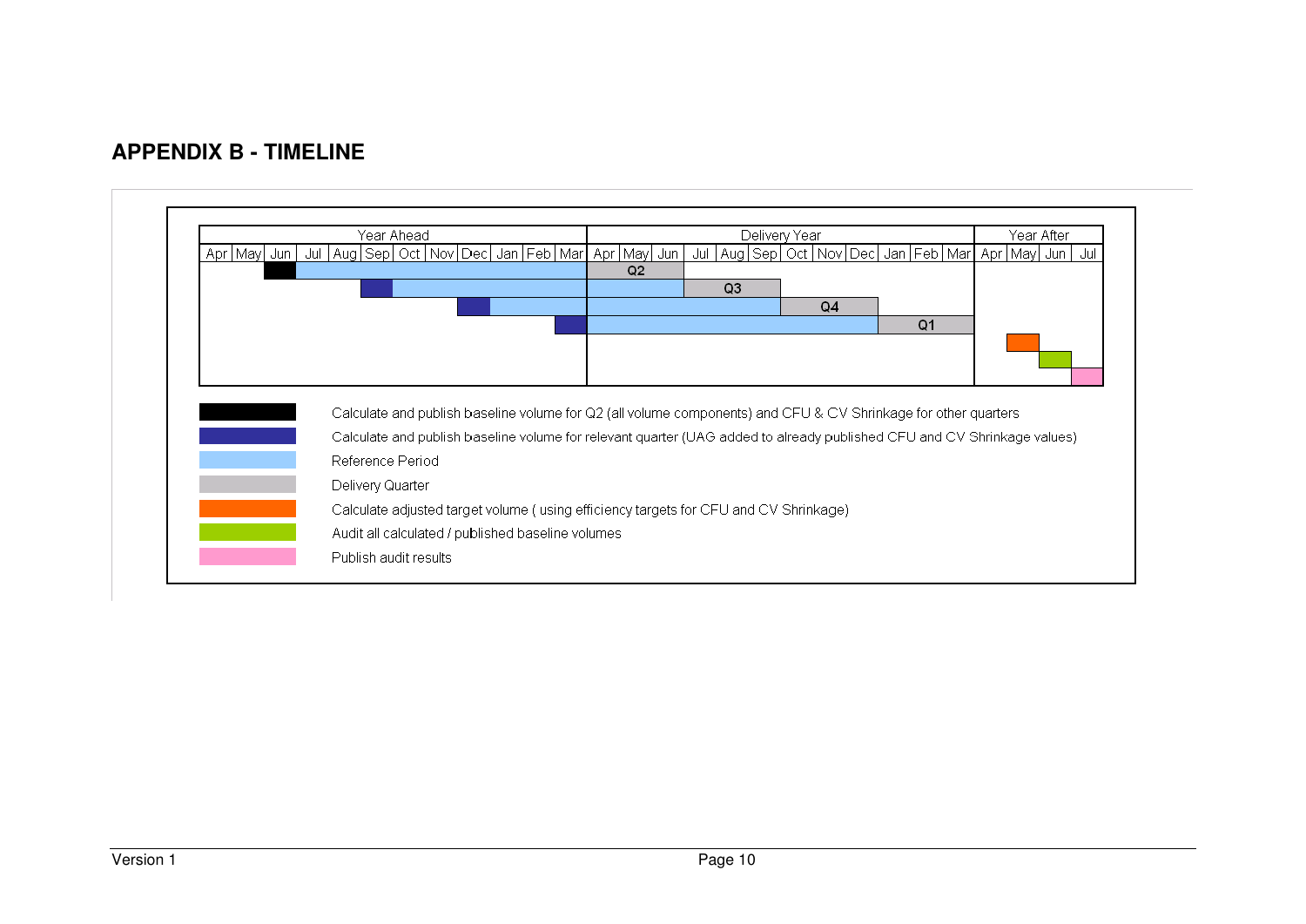## APPENDIX B - TIMELINE

Year Ahead
Apr May Jun Jul Aug Sep Oct Nov Dec Jan Feb Mar

Delivery Year
Apr May Jun Jul Aug Sep Oct Nov Dec Jan Feb Mar

Year After
Apr May Jun Jul

Q2
Q3
Q4
Q1

Calculate and publish baseline volume for Q2 (all volume components) and CFU & CV Shrinkage for other quarters

Calculate and publish baseline volume for relevant quarter (UAG added to already published CFU and CV Shrinkage values)

Reference Period

Delivery Quarter

Calculate adjusted target volume ( using efficiency targets for CFU and CV Shrinkage)

Audit all calculated / published baseline volumes

Publish audit results